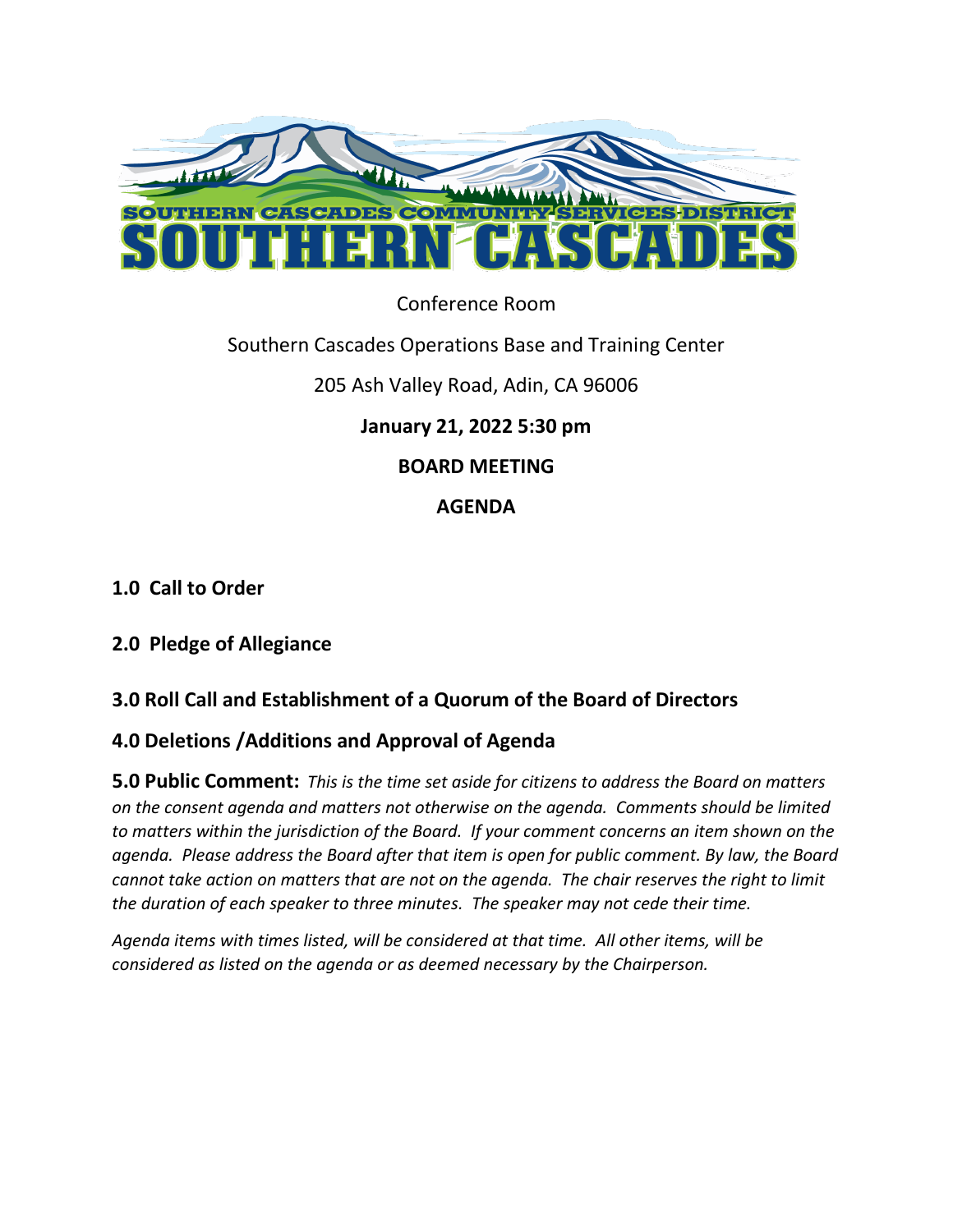SOUTHERN CASCADES COMMUNITY SERVICES DISTRICT

SOUTHERN CASCADES

Conference Room

Southern Cascades Operations Base and Training Center

205 Ash Valley Road, Adin, CA 96006

**January 21, 2022 5:30 pm**

**BOARD MEETING**

**AGENDA**

## 1.0 Call to Order

## 2.0 Pledge of Allegiance

## 3.0 Roll Call and Establishment of a Quorum of the Board of Directors

## 4.0 Deletions /Additions and Approval of Agenda

**5.0 Public Comment:** *This is the time set aside for citizens to address the Board on matters on the consent agenda and matters not otherwise on the agenda. Comments should be limited to matters within the jurisdiction of the Board. If your comment concerns an item shown on the agenda. Please address the Board after that item is open for public comment. By law, the Board cannot take action on matters that are not on the agenda. The chair reserves the right to limit the duration of each speaker to three minutes. The speaker may not cede their time.*

*Agenda items with times listed, will be considered at that time. All other items, will be considered as listed on the agenda or as deemed necessary by the Chairperson.*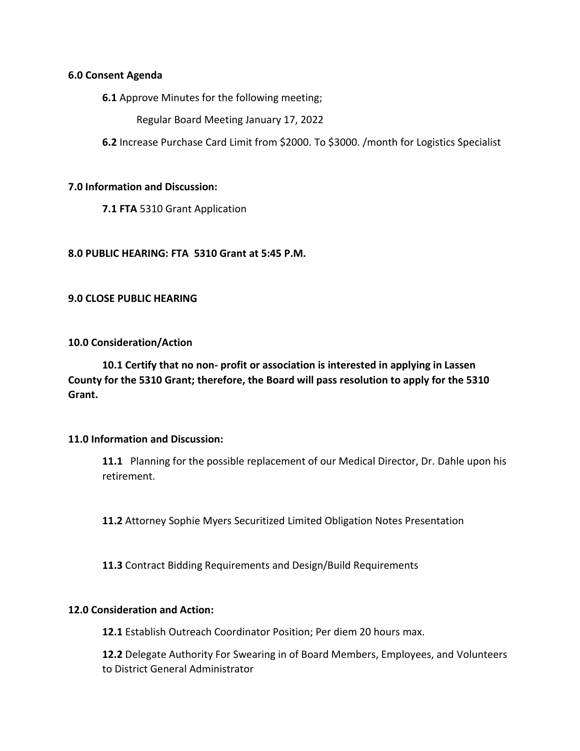**6.0 Consent Agenda**

**6.1** Approve Minutes for the following meeting;

Regular Board Meeting January 17, 2022

**6.2** Increase Purchase Card Limit from $2000. To $3000. /month for Logistics Specialist

**7.0 Information and Discussion:**

**7.1 FTA** 5310 Grant Application

**8.0 PUBLIC HEARING: FTA 5310 Grant at 5:45 P.M.**

**9.0 CLOSE PUBLIC HEARING**

**10.0 Consideration/Action**

**10.1 Certify that no non- profit or association is interested in applying in Lassen County for the 5310 Grant; therefore, the Board will pass resolution to apply for the 5310 Grant.**

**11.0 Information and Discussion:**

**11.1** Planning for the possible replacement of our Medical Director, Dr. Dahle upon his retirement.

**11.2** Attorney Sophie Myers Securitized Limited Obligation Notes Presentation

**11.3** Contract Bidding Requirements and Design/Build Requirements

**12.0 Consideration and Action:**

**12.1** Establish Outreach Coordinator Position; Per diem 20 hours max.

**12.2** Delegate Authority For Swearing in of Board Members, Employees, and Volunteers to District General Administrator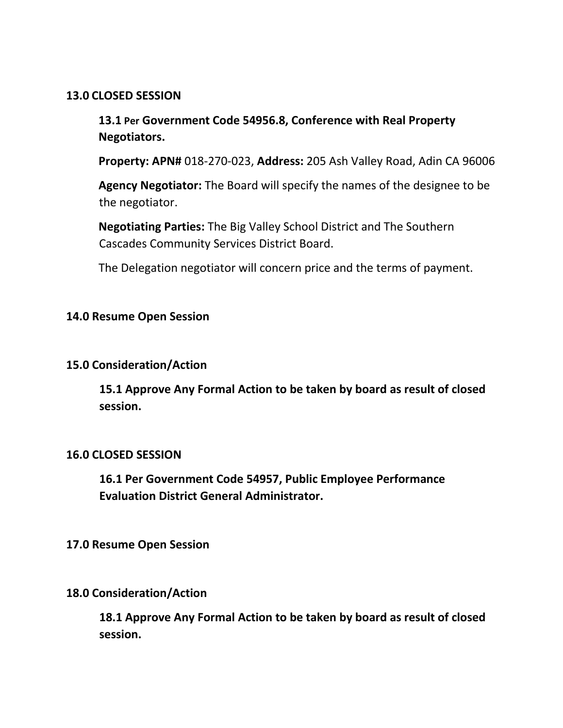**13.0 CLOSED SESSION**

**13.1 Per Government Code 54956.8, Conference with Real Property Negotiators.**

**Property: APN#** 018-270-023, **Address:** 205 Ash Valley Road, Adin CA 96006

**Agency Negotiator:** The Board will specify the names of the designee to be the negotiator.

**Negotiating Parties:** The Big Valley School District and The Southern Cascades Community Services District Board.

The Delegation negotiator will concern price and the terms of payment.

**14.0 Resume Open Session**

**15.0 Consideration/Action**

**15.1 Approve Any Formal Action to be taken by board as result of closed session.**

**16.0 CLOSED SESSION**

**16.1 Per Government Code 54957, Public Employee Performance Evaluation District General Administrator.**

**17.0 Resume Open Session**

**18.0 Consideration/Action**

**18.1 Approve Any Formal Action to be taken by board as result of closed session.**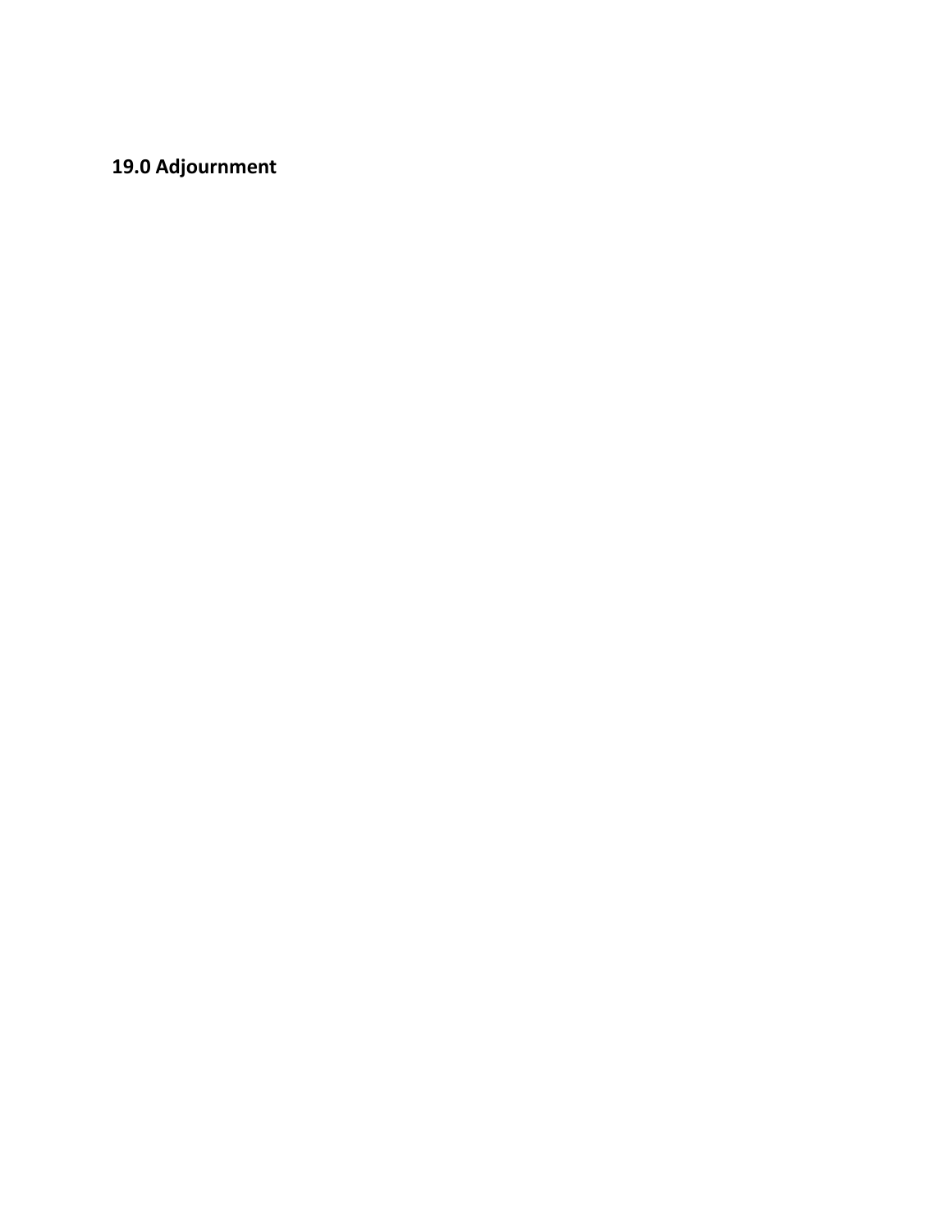## 19.0 Adjournment